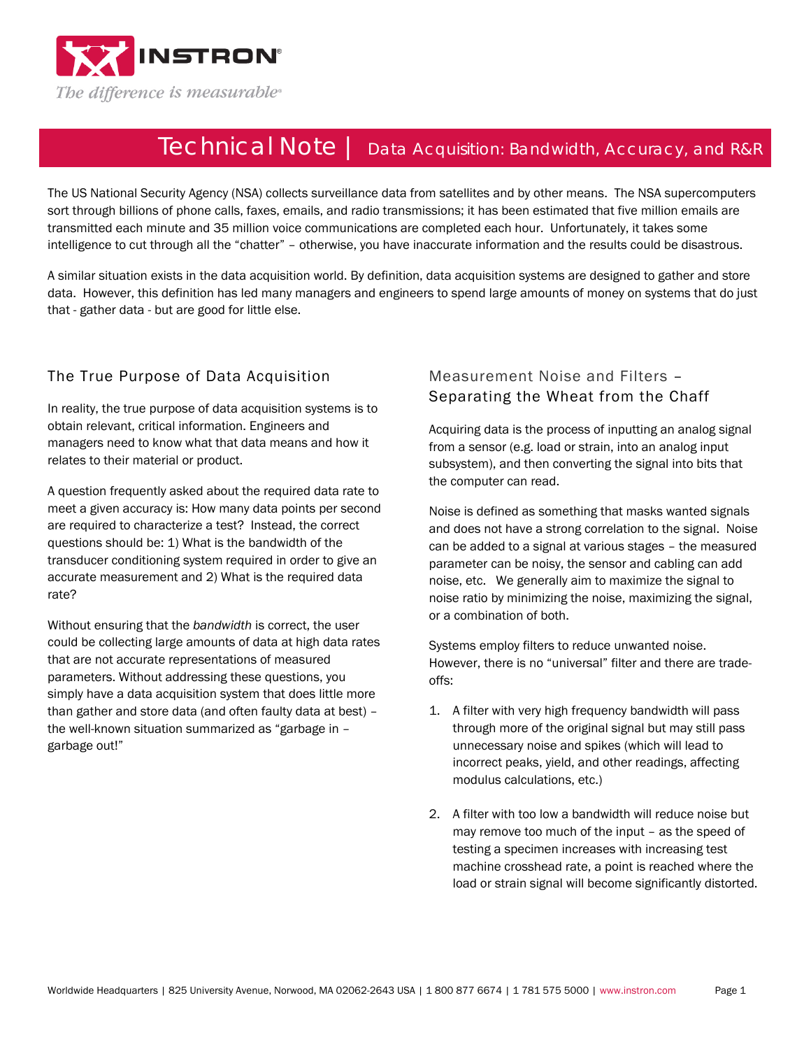# Technical Note | Data Acquisition: Bandwidth, Accuracy, and R&R

The US National Security Agency (NSA) collects surveillance data from satellites and by other means. The NSA supercomputers sort through billions of phone calls, faxes, emails, and radio transmissions; it has been estimated that five million emails are transmitted each minute and 35 million voice communications are completed each hour. Unfortunately, it takes some intelligence to cut through all the "chatter" – otherwise, you have inaccurate information and the results could be disastrous.

A similar situation exists in the data acquisition world. By definition, data acquisition systems are designed to gather and store data. However, this definition has led many managers and engineers to spend large amounts of money on systems that do just that - gather data - but are good for little else.

## The True Purpose of Data Acquisition

In reality, the true purpose of data acquisition systems is to obtain relevant, critical information. Engineers and managers need to know what that data means and how it relates to their material or product.

A question frequently asked about the required data rate to meet a given accuracy is: How many data points per second are required to characterize a test? Instead, the correct questions should be: 1) What is the bandwidth of the transducer conditioning system required in order to give an accurate measurement and 2) What is the required data rate?

Without ensuring that the *bandwidth* is correct, the user could be collecting large amounts of data at high data rates that are not accurate representations of measured parameters. Without addressing these questions, you simply have a data acquisition system that does little more than gather and store data (and often faulty data at best) – the well-known situation summarized as "garbage in – garbage out!"

## Measurement Noise and Filters – Separating the Wheat from the Chaff

Acquiring data is the process of inputting an analog signal from a sensor (e.g. load or strain, into an analog input subsystem), and then converting the signal into bits that the computer can read.

Noise is defined as something that masks wanted signals and does not have a strong correlation to the signal. Noise can be added to a signal at various stages – the measured parameter can be noisy, the sensor and cabling can add noise, etc. We generally aim to maximize the signal to noise ratio by minimizing the noise, maximizing the signal, or a combination of both.

Systems employ filters to reduce unwanted noise. However, there is no "universal" filter and there are trade-offs:

1. A filter with very high frequency bandwidth will pass through more of the original signal but may still pass unnecessary noise and spikes (which will lead to incorrect peaks, yield, and other readings, affecting modulus calculations, etc.)

2. A filter with too low a bandwidth will reduce noise but may remove too much of the input – as the speed of testing a specimen increases with increasing test machine crosshead rate, a point is reached where the load or strain signal will become significantly distorted.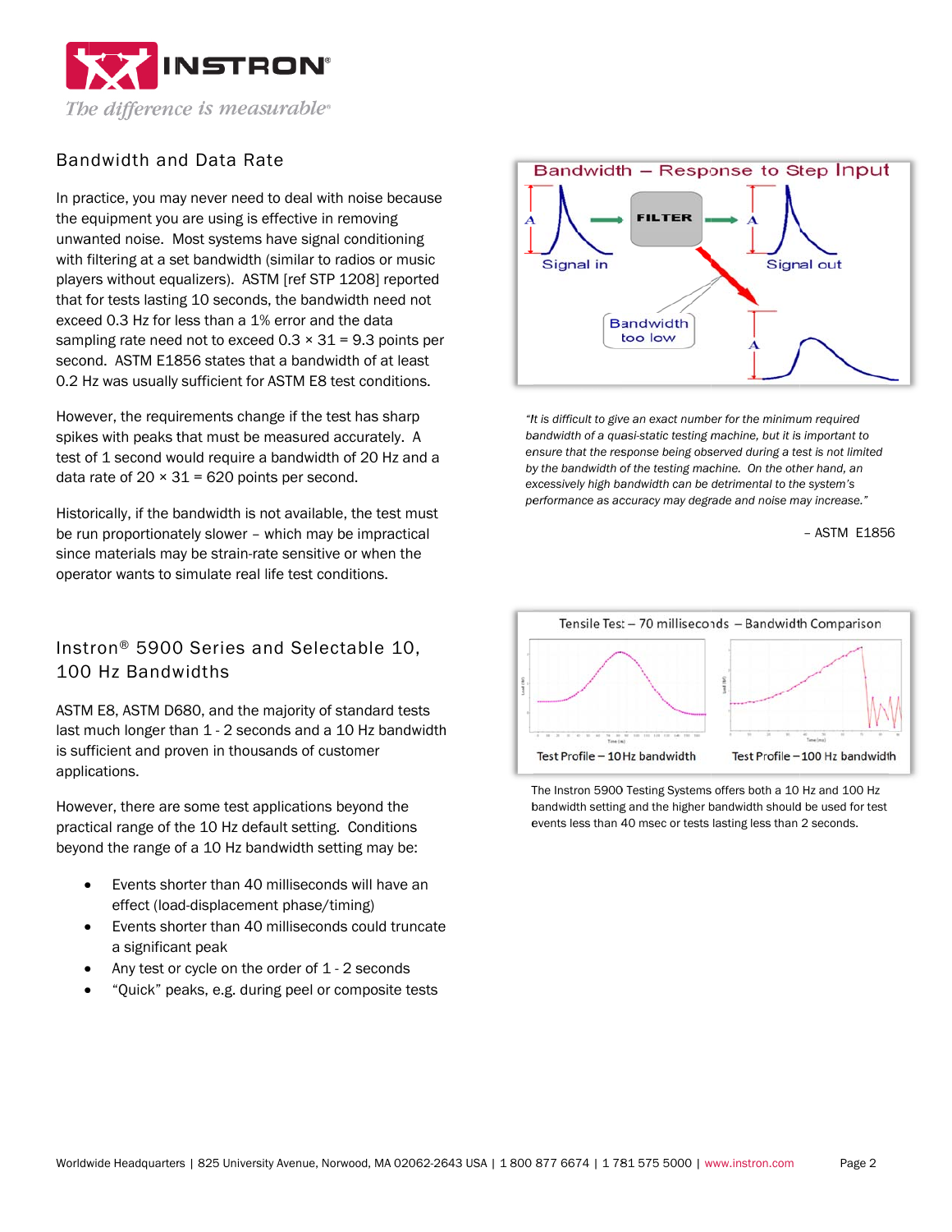## Bandwidth and Data Rate

In practice, you may never need to deal with noise because the equipment you are using is effective in removing unwanted noise. Most systems have signal conditioning with filtering at a set bandwidth (similar to radios or music players without equalizers). ASTM [ref STP 1208] reported that for tests lasting 10 seconds, the bandwidth need not exceed 0.3 Hz for less than a 1% error and the data sampling rate need not to exceed 0.3 × 31 = 9.3 points per second. ASTM E1856 states that a bandwidth of at least 0.2 Hz was usually sufficient for ASTM E8 test conditions.

However, the requirements change if the test has sharp spikes with peaks that must be measured accurately. A test of 1 second would require a bandwidth of 20 Hz and a data rate of 20 × 31 = 620 points per second.

Historically, if the bandwidth is not available, the test must be run proportionately slower – which may be impractical since materials may be strain-rate sensitive or when the operator wants to simulate real life test conditions.

Bandwidth – Response to Step Input

*"It is difficult to give an exact number for the minimum required bandwidth of a quasi-static testing machine, but it is important to ensure that the response being observed during a test is not limited by the bandwidth of the testing machine. On the other hand, an excessively high bandwidth can be detrimental to the system's performance as accuracy may degrade and noise may increase."*

– ASTM E1856

## Instron® 5900 Series and Selectable 10, 100 Hz Bandwidths

ASTM E8, ASTM D680, and the majority of standard tests last much longer than 1 - 2 seconds and a 10 Hz bandwidth is sufficient and proven in thousands of customer applications.

However, there are some test applications beyond the practical range of the 10 Hz default setting. Conditions beyond the range of a 10 Hz bandwidth setting may be:

- Events shorter than 40 milliseconds will have an effect (load-displacement phase/timing)
- Events shorter than 40 milliseconds could truncate a significant peak
- Any test or cycle on the order of 1 - 2 seconds
- "Quick" peaks, e.g. during peel or composite tests

Tensile Test – 70 milliseconds – Bandwidth Comparison

Test Profile – 10Hz bandwidth | Test Profile – 100 Hz bandwidth

The Instron 5900 Testing Systems offers both a 10 Hz and 100 Hz bandwidth setting and the higher bandwidth should be used for test events less than 40 msec or tests lasting less than 2 seconds.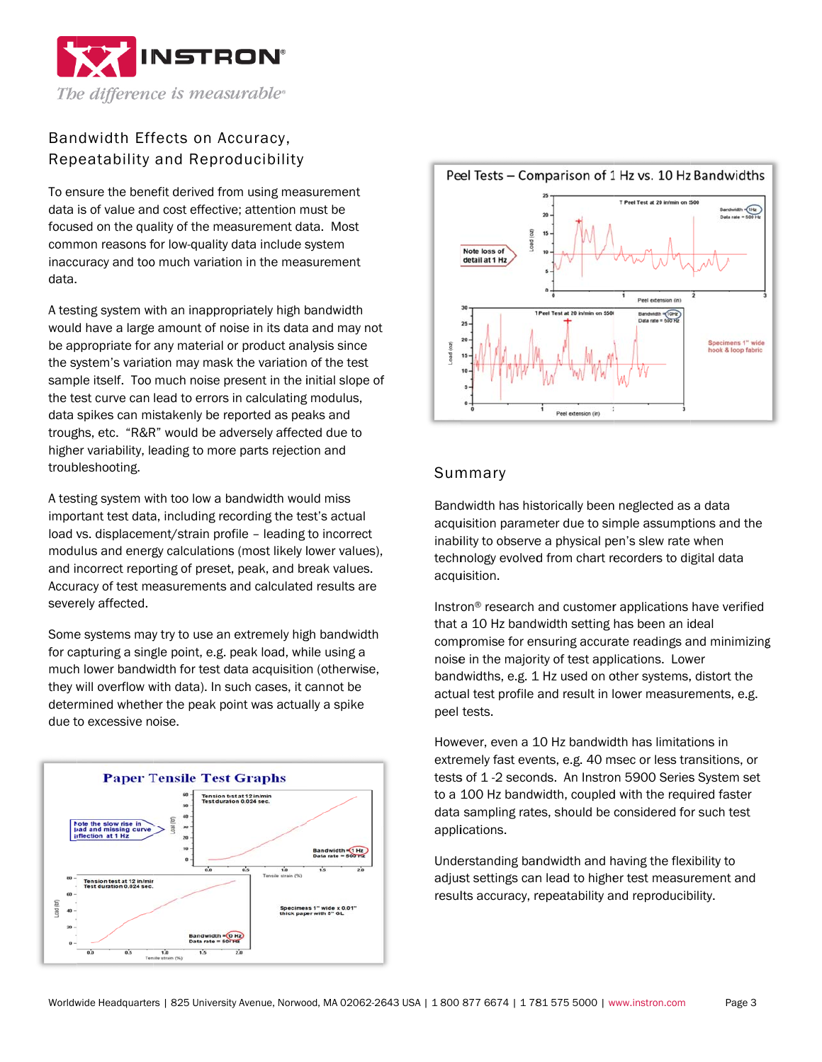## Bandwidth Effects on Accuracy, Repeatability and Reproducibility

To ensure the benefit derived from using measurement data is of value and cost effective; attention must be focused on the quality of the measurement data. Most common reasons for low-quality data include system inaccuracy and too much variation in the measurement data.

A testing system with an inappropriately high bandwidth would have a large amount of noise in its data and may not be appropriate for any material or product analysis since the system's variation may mask the variation of the test sample itself. Too much noise present in the initial slope of the test curve can lead to errors in calculating modulus, data spikes can mistakenly be reported as peaks and troughs, etc. "R&R" would be adversely affected due to higher variability, leading to more parts rejection and troubleshooting.

A testing system with too low a bandwidth would miss important test data, including recording the test's actual load vs. displacement/strain profile – leading to incorrect modulus and energy calculations (most likely lower values), and incorrect reporting of preset, peak, and break values. Accuracy of test measurements and calculated results are severely affected.

Some systems may try to use an extremely high bandwidth for capturing a single point, e.g. peak load, while using a much lower bandwidth for test data acquisition (otherwise, they will overflow with data). In such cases, it cannot be determined whether the peak point was actually a spike due to excessive noise.

**Paper Tensile Test Graphs**

**Peel Tests – Comparison of 1 Hz vs. 10 Hz Bandwidths**

## Summary

Bandwidth has historically been neglected as a data acquisition parameter due to simple assumptions and the inability to observe a physical pen's slew rate when technology evolved from chart recorders to digital data acquisition.

Instron® research and customer applications have verified that a 10 Hz bandwidth setting has been an ideal compromise for ensuring accurate readings and minimizing noise in the majority of test applications. Lower bandwidths, e.g. 1 Hz used on other systems, distort the actual test profile and result in lower measurements, e.g. peel tests.

However, even a 10 Hz bandwidth has limitations in extremely fast events, e.g. 40 msec or less transitions, or tests of 1 -2 seconds. An Instron 5900 Series System set to a 100 Hz bandwidth, coupled with the required faster data sampling rates, should be considered for such test applications.

Understanding bandwidth and having the flexibility to adjust settings can lead to higher test measurement and results accuracy, repeatability and reproducibility.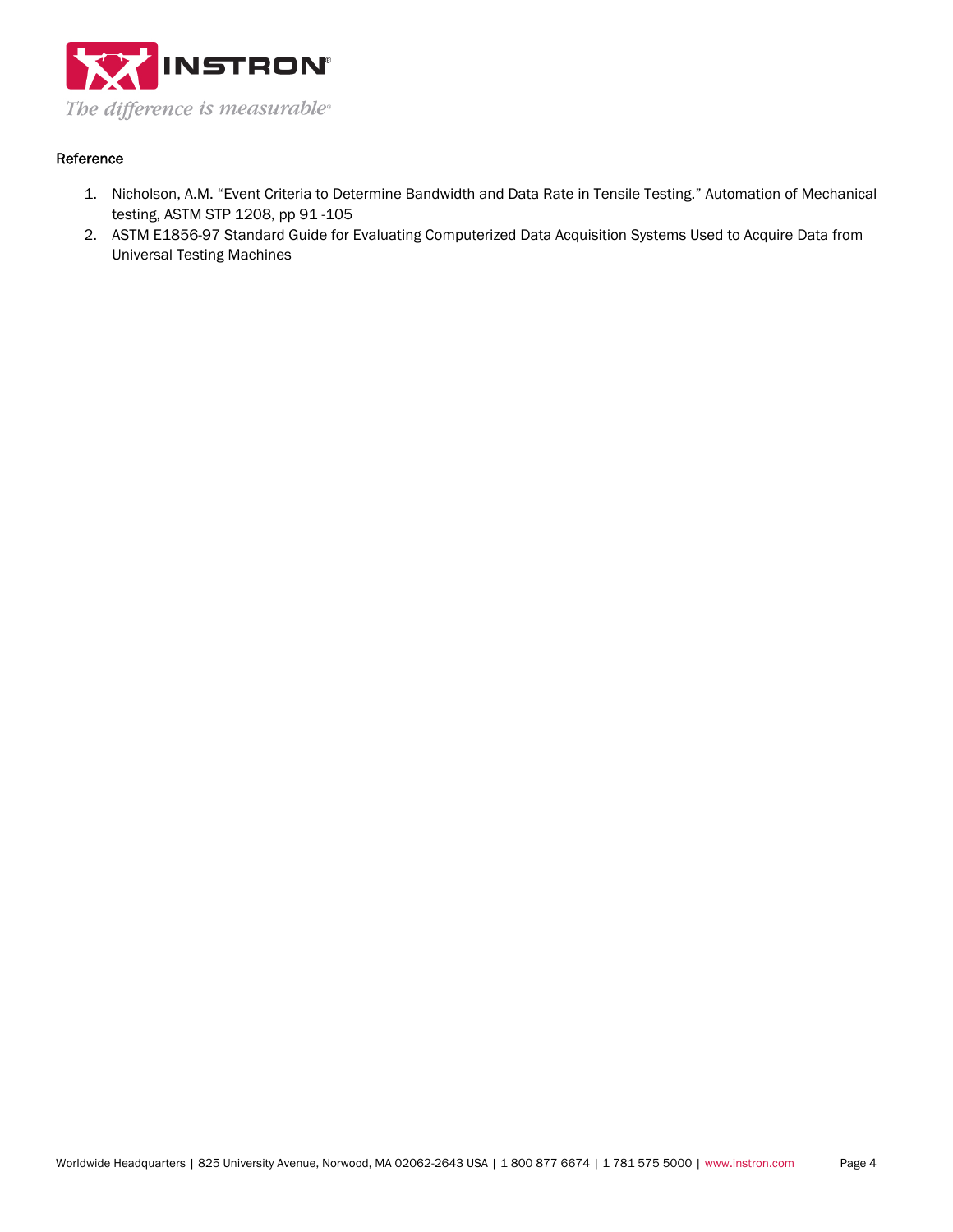## Reference

1. Nicholson, A.M. “Event Criteria to Determine Bandwidth and Data Rate in Tensile Testing.” Automation of Mechanical testing, ASTM STP 1208, pp 91 -105
2. ASTM E1856-97 Standard Guide for Evaluating Computerized Data Acquisition Systems Used to Acquire Data from Universal Testing Machines